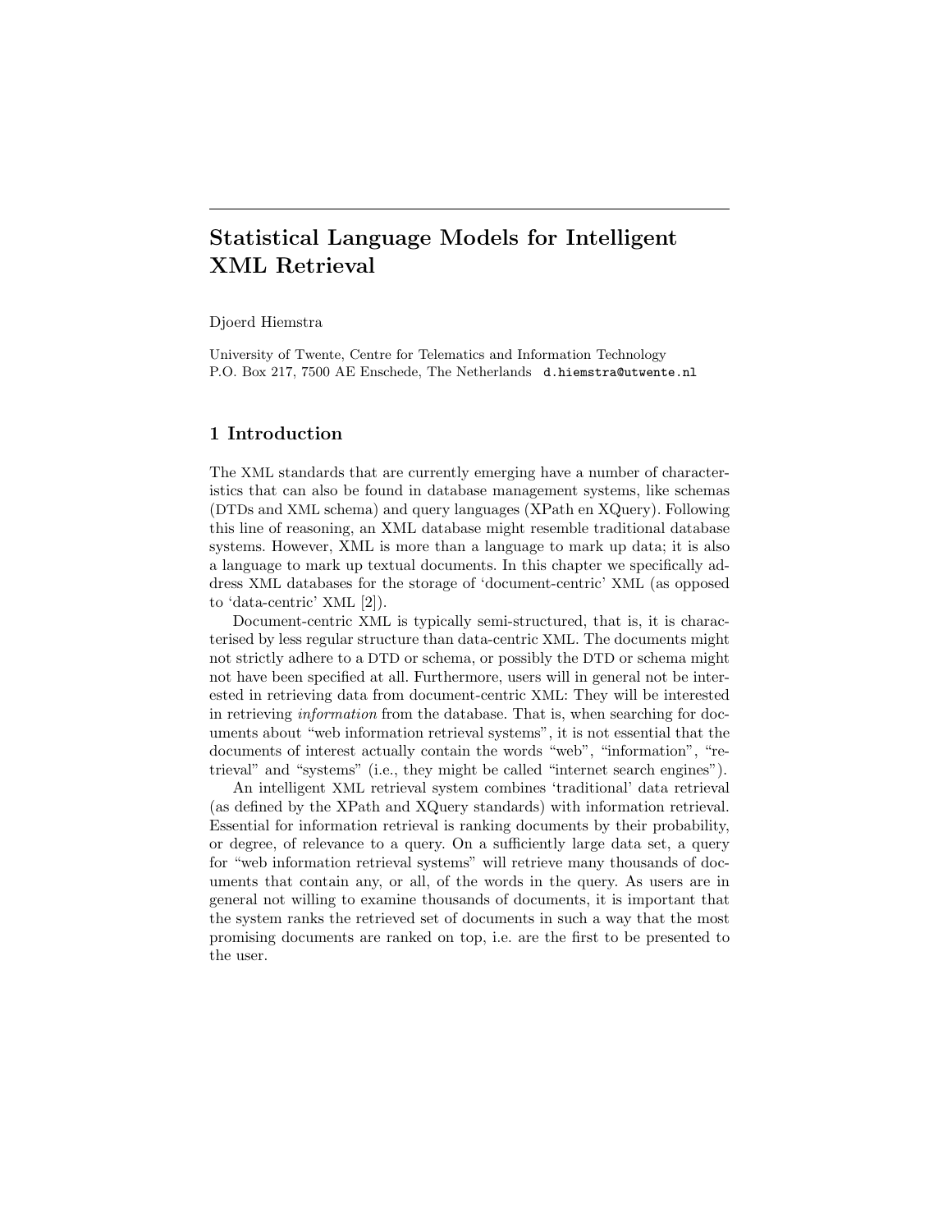# Statistical Language Models for Intelligent XML Retrieval

Djoerd Hiemstra

University of Twente, Centre for Telematics and Information Technology
P.O. Box 217, 7500 AE Enschede, The Netherlands `d.hiemstra@utwente.nl`

## 1 Introduction

The XML standards that are currently emerging have a number of characteristics that can also be found in database management systems, like schemas (DTDs and XML schema) and query languages (XPath en XQuery). Following this line of reasoning, an XML database might resemble traditional database systems. However, XML is more than a language to mark up data; it is also a language to mark up textual documents. In this chapter we specifically address XML databases for the storage of 'document-centric' XML (as opposed to 'data-centric' XML [2]).

Document-centric XML is typically semi-structured, that is, it is characterised by less regular structure than data-centric XML. The documents might not strictly adhere to a DTD or schema, or possibly the DTD or schema might not have been specified at all. Furthermore, users will in general not be interested in retrieving data from document-centric XML: They will be interested in retrieving *information* from the database. That is, when searching for documents about "web information retrieval systems", it is not essential that the documents of interest actually contain the words "web", "information", "retrieval" and "systems" (i.e., they might be called "internet search engines").

An intelligent XML retrieval system combines 'traditional' data retrieval (as defined by the XPath and XQuery standards) with information retrieval. Essential for information retrieval is ranking documents by their probability, or degree, of relevance to a query. On a sufficiently large data set, a query for "web information retrieval systems" will retrieve many thousands of documents that contain any, or all, of the words in the query. As users are in general not willing to examine thousands of documents, it is important that the system ranks the retrieved set of documents in such a way that the most promising documents are ranked on top, i.e. are the first to be presented to the user.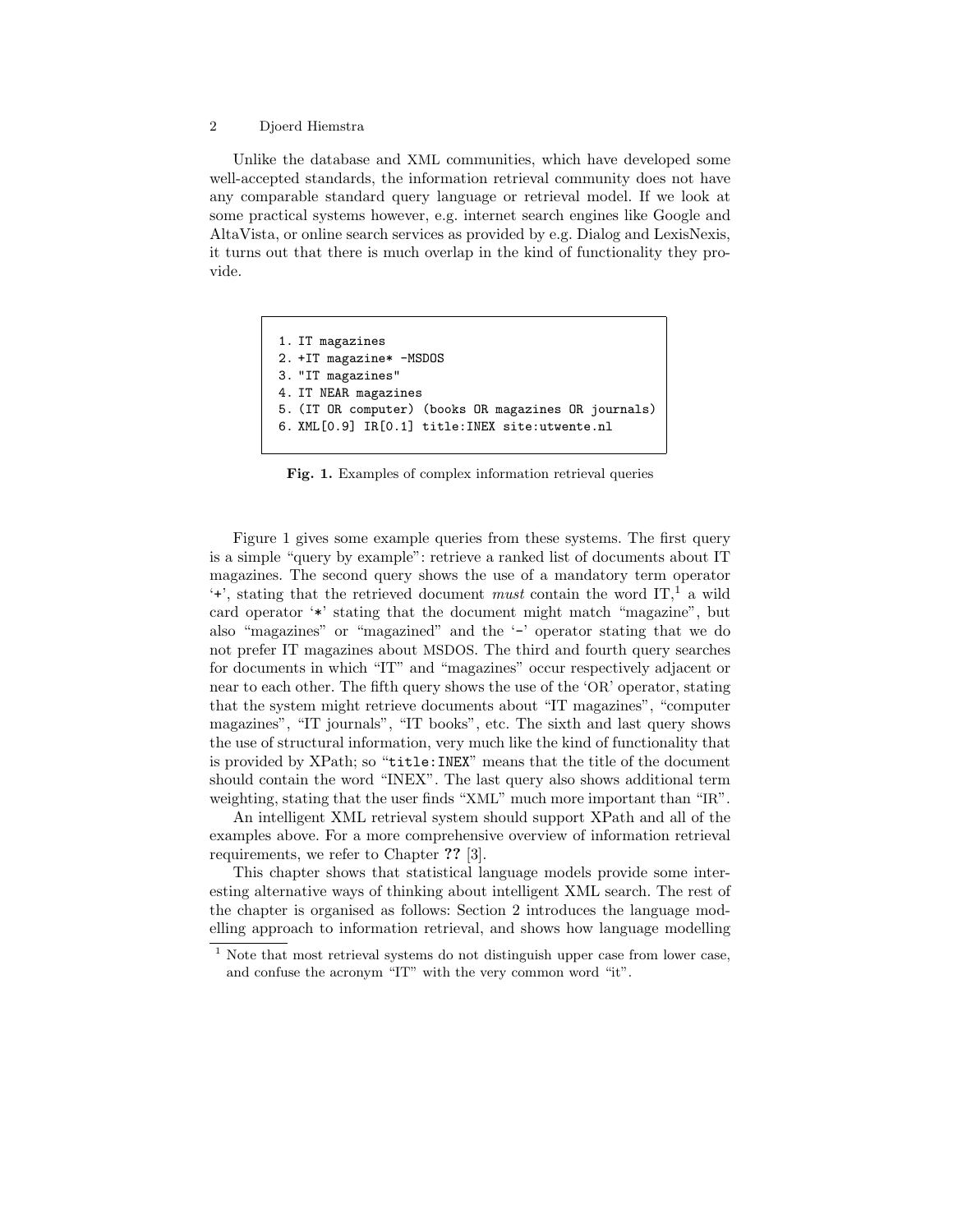Unlike the database and XML communities, which have developed some well-accepted standards, the information retrieval community does not have any comparable standard query language or retrieval model. If we look at some practical systems however, e.g. internet search engines like Google and AltaVista, or online search services as provided by e.g. Dialog and LexisNexis, it turns out that there is much overlap in the kind of functionality they provide.

```
1. IT magazines
2. +IT magazine* -MSDOS
3. "IT magazines"
4. IT NEAR magazines
5. (IT OR computer) (books OR magazines OR journals)
6. XML[0.9] IR[0.1] title:INEX site:utwente.nl
```

**Fig. 1.** Examples of complex information retrieval queries

Figure 1 gives some example queries from these systems. The first query is a simple "query by example": retrieve a ranked list of documents about IT magazines. The second query shows the use of a mandatory term operator '`+`', stating that the retrieved document *must* contain the word IT,[1] a wild card operator '`*`' stating that the document might match "magazine", but also "magazines" or "magazined" and the '`-`' operator stating that we do not prefer IT magazines about MSDOS. The third and fourth query searches for documents in which "IT" and "magazines" occur respectively adjacent or near to each other. The fifth query shows the use of the 'OR' operator, stating that the system might retrieve documents about "IT magazines", "computer magazines", "IT journals", "IT books", etc. The sixth and last query shows the use of structural information, very much like the kind of functionality that is provided by XPath; so "`title:INEX`" means that the title of the document should contain the word "INEX". The last query also shows additional term weighting, stating that the user finds "XML" much more important than "IR".

An intelligent XML retrieval system should support XPath and all of the examples above. For a more comprehensive overview of information retrieval requirements, we refer to Chapter **??** [3].

This chapter shows that statistical language models provide some interesting alternative ways of thinking about intelligent XML search. The rest of the chapter is organised as follows: Section 2 introduces the language modelling approach to information retrieval, and shows how language modelling

[1] Note that most retrieval systems do not distinguish upper case from lower case, and confuse the acronym "IT" with the very common word "it".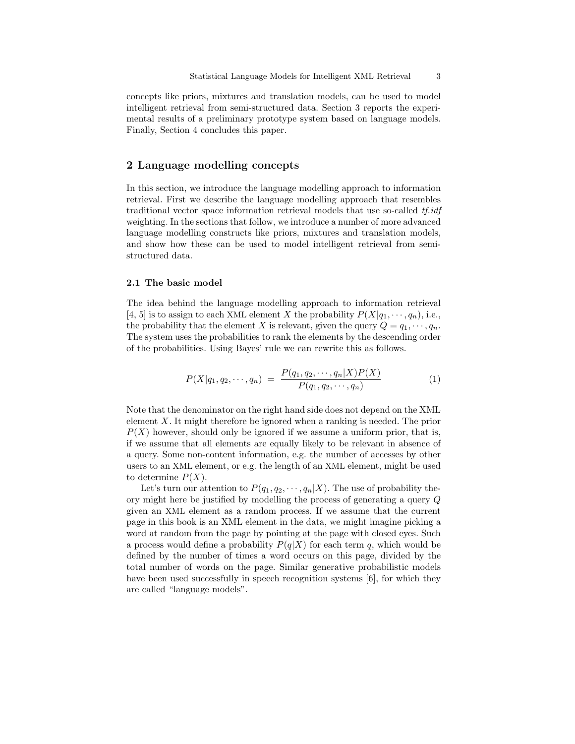concepts like priors, mixtures and translation models, can be used to model intelligent retrieval from semi-structured data. Section 3 reports the experimental results of a preliminary prototype system based on language models. Finally, Section 4 concludes this paper.

## 2 Language modelling concepts

In this section, we introduce the language modelling approach to information retrieval. First we describe the language modelling approach that resembles traditional vector space information retrieval models that use so-called *tf.idf* weighting. In the sections that follow, we introduce a number of more advanced language modelling constructs like priors, mixtures and translation models, and show how these can be used to model intelligent retrieval from semi-structured data.

### 2.1 The basic model

The idea behind the language modelling approach to information retrieval [4, 5] is to assign to each XML element $X$ the probability $P(X|q_1, \cdots, q_n)$, i.e., the probability that the element $X$ is relevant, given the query $Q = q_1, \cdots, q_n$. The system uses the probabilities to rank the elements by the descending order of the probabilities. Using Bayes' rule we can rewrite this as follows.

$$P(X|q_1, q_2, \cdots, q_n) \;=\; \frac{P(q_1, q_2, \cdots, q_n|X)P(X)}{P(q_1, q_2, \cdots, q_n)} \tag{1}$$

Note that the denominator on the right hand side does not depend on the XML element $X$. It might therefore be ignored when a ranking is needed. The prior $P(X)$ however, should only be ignored if we assume a uniform prior, that is, if we assume that all elements are equally likely to be relevant in absence of a query. Some non-content information, e.g. the number of accesses by other users to an XML element, or e.g. the length of an XML element, might be used to determine $P(X)$.

Let's turn our attention to $P(q_1, q_2, \cdots, q_n|X)$. The use of probability theory might here be justified by modelling the process of generating a query $Q$ given an XML element as a random process. If we assume that the current page in this book is an XML element in the data, we might imagine picking a word at random from the page by pointing at the page with closed eyes. Such a process would define a probability $P(q|X)$ for each term $q$, which would be defined by the number of times a word occurs on this page, divided by the total number of words on the page. Similar generative probabilistic models have been used successfully in speech recognition systems [6], for which they are called "language models".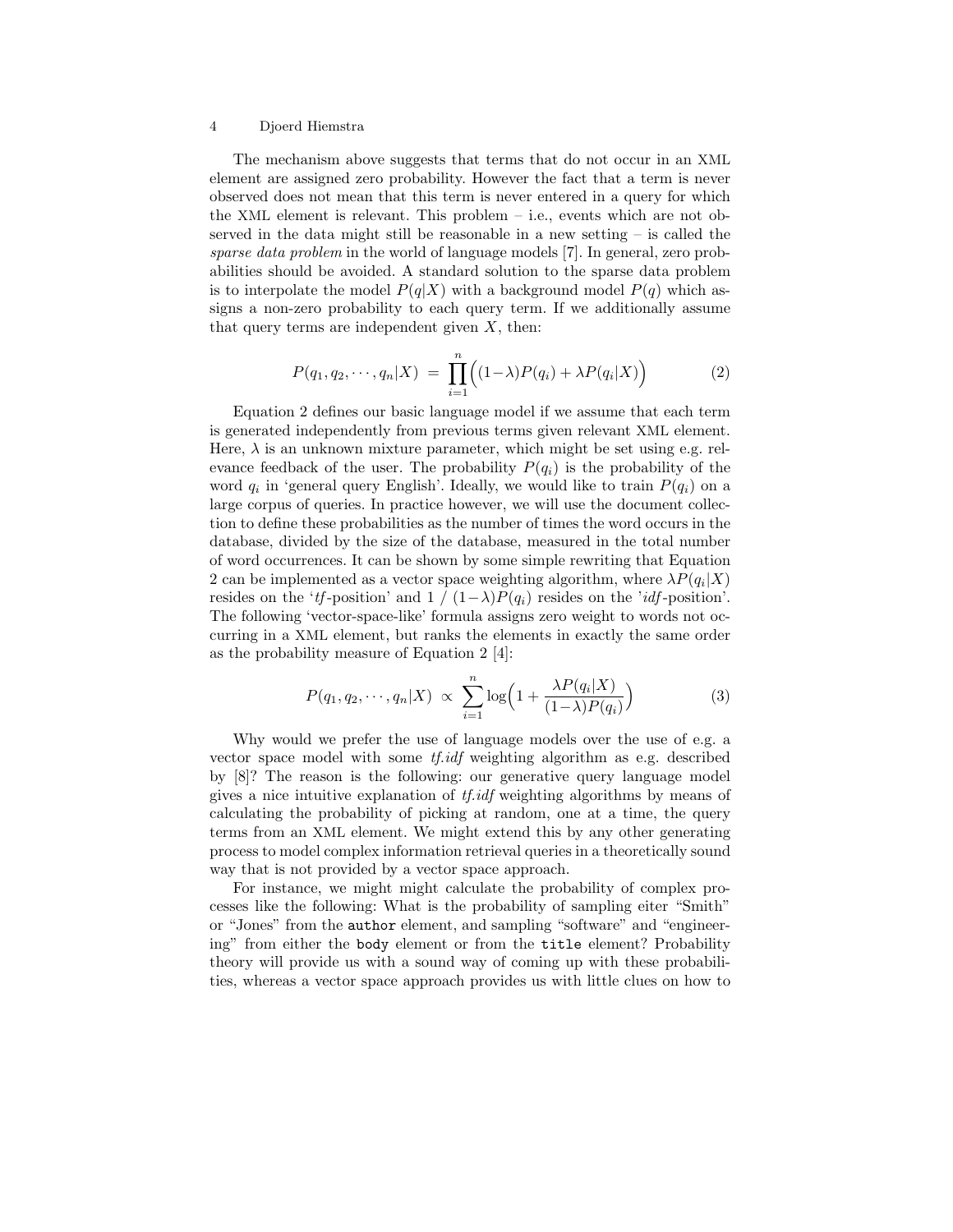The mechanism above suggests that terms that do not occur in an XML element are assigned zero probability. However the fact that a term is never observed does not mean that this term is never entered in a query for which the XML element is relevant. This problem – i.e., events which are not observed in the data might still be reasonable in a new setting – is called the *sparse data problem* in the world of language models [7]. In general, zero probabilities should be avoided. A standard solution to the sparse data problem is to interpolate the model $P(q|X)$ with a background model $P(q)$ which assigns a non-zero probability to each query term. If we additionally assume that query terms are independent given $X$, then:

$$P(q_1, q_2, \cdots, q_n|X) \;=\; \prod_{i=1}^{n} \Big( (1-\lambda) P(q_i) + \lambda P(q_i|X) \Big) \tag{2}$$

Equation 2 defines our basic language model if we assume that each term is generated independently from previous terms given relevant XML element. Here, $\lambda$ is an unknown mixture parameter, which might be set using e.g. relevance feedback of the user. The probability $P(q_i)$ is the probability of the word $q_i$ in 'general query English'. Ideally, we would like to train $P(q_i)$ on a large corpus of queries. In practice however, we will use the document collection to define these probabilities as the number of times the word occurs in the database, divided by the size of the database, measured in the total number of word occurrences. It can be shown by some simple rewriting that Equation 2 can be implemented as a vector space weighting algorithm, where $\lambda P(q_i|X)$ resides on the '*tf*-position' and 1 / $(1-\lambda)P(q_i)$ resides on the '*idf*-position'. The following 'vector-space-like' formula assigns zero weight to words not occurring in a XML element, but ranks the elements in exactly the same order as the probability measure of Equation 2 [4]:

$$P(q_1, q_2, \cdots, q_n|X) \;\propto\; \sum_{i=1}^{n} \log\Big( 1 + \frac{\lambda P(q_i|X)}{(1-\lambda) P(q_i)} \Big) \tag{3}$$

Why would we prefer the use of language models over the use of e.g. a vector space model with some *tf.idf* weighting algorithm as e.g. described by [8]? The reason is the following: our generative query language model gives a nice intuitive explanation of *tf.idf* weighting algorithms by means of calculating the probability of picking at random, one at a time, the query terms from an XML element. We might extend this by any other generating process to model complex information retrieval queries in a theoretically sound way that is not provided by a vector space approach.

For instance, we might might calculate the probability of complex processes like the following: What is the probability of sampling eiter "Smith" or "Jones" from the `author` element, and sampling "software" and "engineering" from either the `body` element or from the `title` element? Probability theory will provide us with a sound way of coming up with these probabilities, whereas a vector space approach provides us with little clues on how to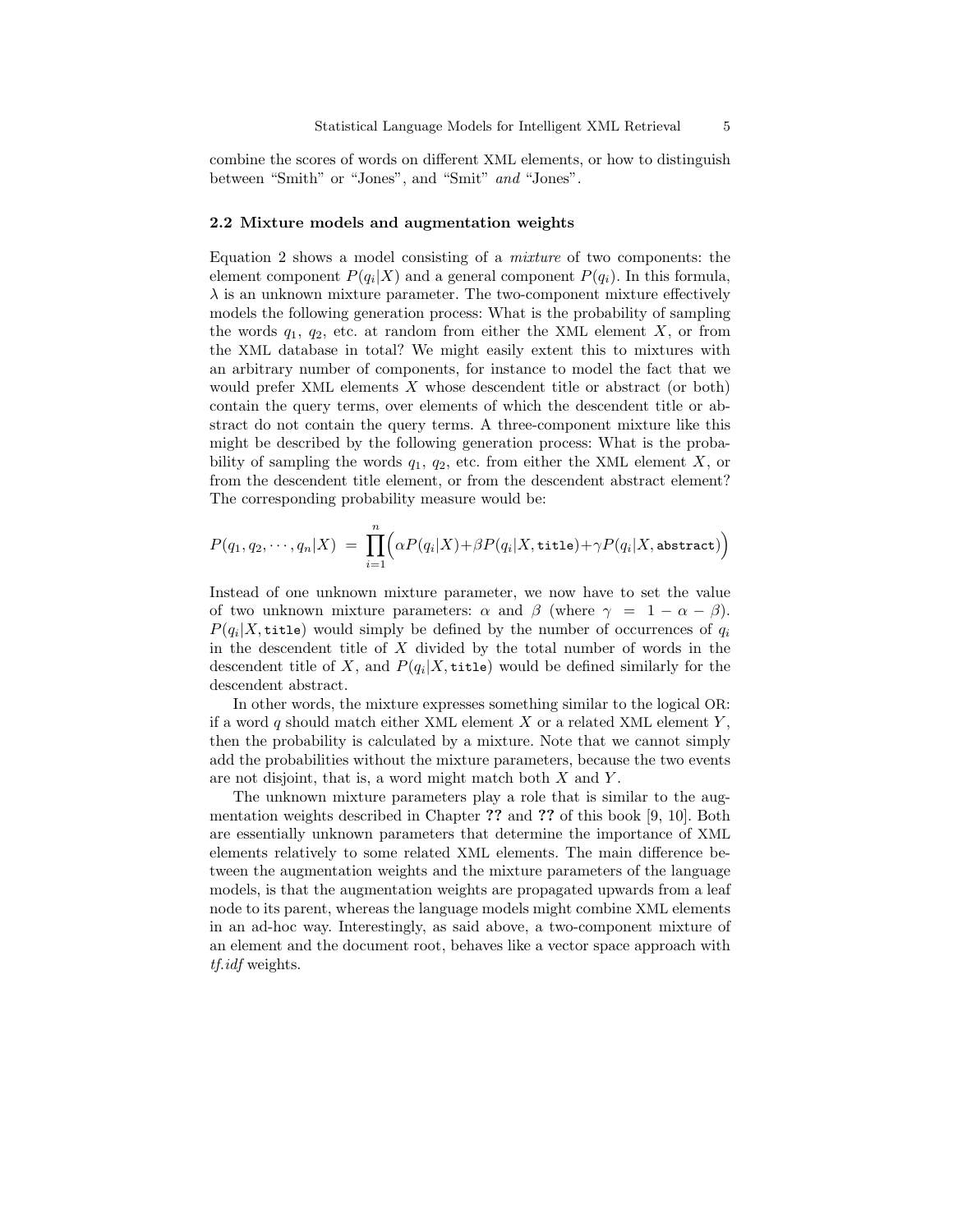combine the scores of words on different XML elements, or how to distinguish between "Smith" or "Jones", and "Smit" *and* "Jones".

### 2.2 Mixture models and augmentation weights

Equation 2 shows a model consisting of a *mixture* of two components: the element component $P(q_i|X)$ and a general component $P(q_i)$. In this formula, $\lambda$ is an unknown mixture parameter. The two-component mixture effectively models the following generation process: What is the probability of sampling the words $q_1$, $q_2$, etc. at random from either the XML element $X$, or from the XML database in total? We might easily extent this to mixtures with an arbitrary number of components, for instance to model the fact that we would prefer XML elements $X$ whose descendent title or abstract (or both) contain the query terms, over elements of which the descendent title or abstract do not contain the query terms. A three-component mixture like this might be described by the following generation process: What is the probability of sampling the words $q_1$, $q_2$, etc. from either the XML element $X$, or from the descendent title element, or from the descendent abstract element? The corresponding probability measure would be:

$$P(q_1, q_2, \cdots, q_n|X) \;=\; \prod_{i=1}^{n}\Big(\alpha P(q_i|X) + \beta P(q_i|X, \texttt{title}) + \gamma P(q_i|X, \texttt{abstract})\Big)$$

Instead of one unknown mixture parameter, we now have to set the value of two unknown mixture parameters: $\alpha$ and $\beta$ (where $\gamma = 1 - \alpha - \beta$). $P(q_i|X, \texttt{title})$ would simply be defined by the number of occurrences of $q_i$ in the descendent title of $X$ divided by the total number of words in the descendent title of $X$, and $P(q_i|X, \texttt{title})$ would be defined similarly for the descendent abstract.

In other words, the mixture expresses something similar to the logical OR: if a word $q$ should match either XML element $X$ or a related XML element $Y$, then the probability is calculated by a mixture. Note that we cannot simply add the probabilities without the mixture parameters, because the two events are not disjoint, that is, a word might match both $X$ and $Y$.

The unknown mixture parameters play a role that is similar to the augmentation weights described in Chapter **??** and **??** of this book [9, 10]. Both are essentially unknown parameters that determine the importance of XML elements relatively to some related XML elements. The main difference between the augmentation weights and the mixture parameters of the language models, is that the augmentation weights are propagated upwards from a leaf node to its parent, whereas the language models might combine XML elements in an ad-hoc way. Interestingly, as said above, a two-component mixture of an element and the document root, behaves like a vector space approach with *tf.idf* weights.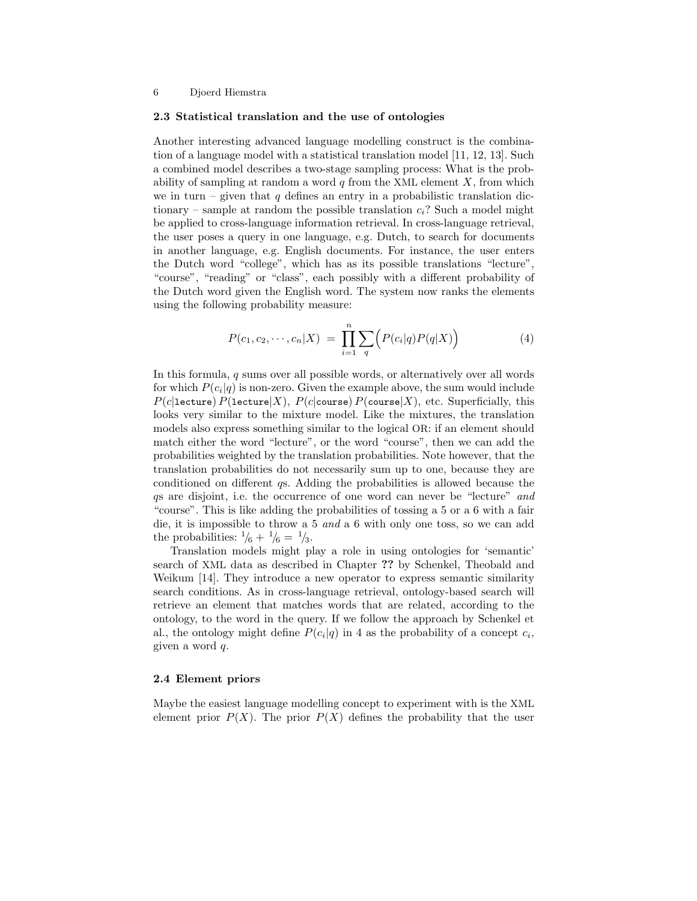### 2.3 Statistical translation and the use of ontologies

Another interesting advanced language modelling construct is the combination of a language model with a statistical translation model [11, 12, 13]. Such a combined model describes a two-stage sampling process: What is the probability of sampling at random a word $q$ from the XML element $X$, from which we in turn – given that $q$ defines an entry in a probabilistic translation dictionary – sample at random the possible translation $c_i$? Such a model might be applied to cross-language information retrieval. In cross-language retrieval, the user poses a query in one language, e.g. Dutch, to search for documents in another language, e.g. English documents. For instance, the user enters the Dutch word "college", which has as its possible translations "lecture", "course", "reading" or "class", each possibly with a different probability of the Dutch word given the English word. The system now ranks the elements using the following probability measure:

$$P(c_1, c_2, \cdots, c_n | X) \;=\; \prod_{i=1}^{n} \sum_{q} \Big( P(c_i|q) P(q|X) \Big) \tag{4}$$

In this formula, $q$ sums over all possible words, or alternatively over all words for which $P(c_i|q)$ is non-zero. Given the example above, the sum would include $P(c|\texttt{lecture})\, P(\texttt{lecture}|X)$, $P(c|\texttt{course})\, P(\texttt{course}|X)$, etc. Superficially, this looks very similar to the mixture model. Like the mixtures, the translation models also express something similar to the logical OR: if an element should match either the word "lecture", or the word "course", then we can add the probabilities weighted by the translation probabilities. Note however, that the translation probabilities do not necessarily sum up to one, because they are conditioned on different $q$s. Adding the probabilities is allowed because the $q$s are disjoint, i.e. the occurrence of one word can never be "lecture" *and* "course". This is like adding the probabilities of tossing a 5 or a 6 with a fair die, it is impossible to throw a 5 *and* a 6 with only one toss, so we can add the probabilities: $1/6 + 1/6 = 1/3$.

Translation models might play a role in using ontologies for 'semantic' search of XML data as described in Chapter **??** by Schenkel, Theobald and Weikum [14]. They introduce a new operator to express semantic similarity search conditions. As in cross-language retrieval, ontology-based search will retrieve an element that matches words that are related, according to the ontology, to the word in the query. If we follow the approach by Schenkel et al., the ontology might define $P(c_i|q)$ in 4 as the probability of a concept $c_i$, given a word $q$.

### 2.4 Element priors

Maybe the easiest language modelling concept to experiment with is the XML element prior $P(X)$. The prior $P(X)$ defines the probability that the user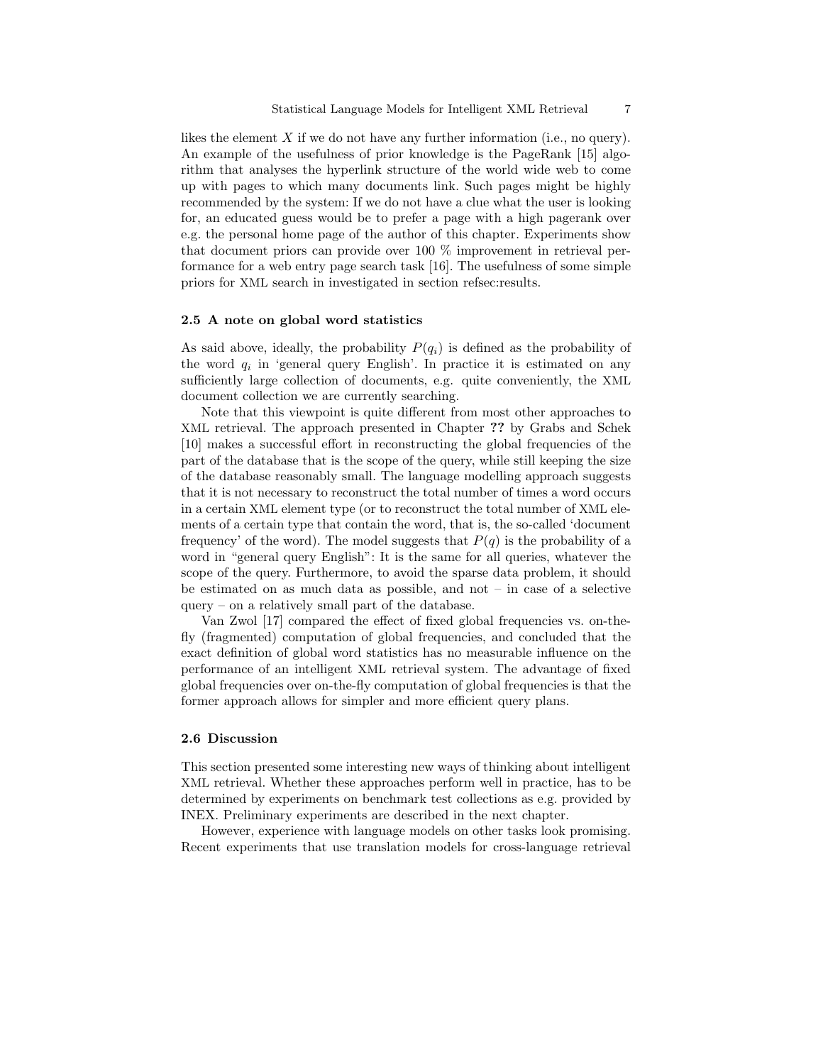likes the element $X$ if we do not have any further information (i.e., no query). An example of the usefulness of prior knowledge is the PageRank [15] algorithm that analyses the hyperlink structure of the world wide web to come up with pages to which many documents link. Such pages might be highly recommended by the system: If we do not have a clue what the user is looking for, an educated guess would be to prefer a page with a high pagerank over e.g. the personal home page of the author of this chapter. Experiments show that document priors can provide over 100 % improvement in retrieval performance for a web entry page search task [16]. The usefulness of some simple priors for XML search in investigated in section refsec:results.

### 2.5 A note on global word statistics

As said above, ideally, the probability $P(q_i)$ is defined as the probability of the word $q_i$ in 'general query English'. In practice it is estimated on any sufficiently large collection of documents, e.g. quite conveniently, the XML document collection we are currently searching.

Note that this viewpoint is quite different from most other approaches to XML retrieval. The approach presented in Chapter **??** by Grabs and Schek [10] makes a successful effort in reconstructing the global frequencies of the part of the database that is the scope of the query, while still keeping the size of the database reasonably small. The language modelling approach suggests that it is not necessary to reconstruct the total number of times a word occurs in a certain XML element type (or to reconstruct the total number of XML elements of a certain type that contain the word, that is, the so-called 'document frequency' of the word). The model suggests that $P(q)$ is the probability of a word in "general query English": It is the same for all queries, whatever the scope of the query. Furthermore, to avoid the sparse data problem, it should be estimated on as much data as possible, and not – in case of a selective query – on a relatively small part of the database.

Van Zwol [17] compared the effect of fixed global frequencies vs. on-the-fly (fragmented) computation of global frequencies, and concluded that the exact definition of global word statistics has no measurable influence on the performance of an intelligent XML retrieval system. The advantage of fixed global frequencies over on-the-fly computation of global frequencies is that the former approach allows for simpler and more efficient query plans.

### 2.6 Discussion

This section presented some interesting new ways of thinking about intelligent XML retrieval. Whether these approaches perform well in practice, has to be determined by experiments on benchmark test collections as e.g. provided by INEX. Preliminary experiments are described in the next chapter.

However, experience with language models on other tasks look promising. Recent experiments that use translation models for cross-language retrieval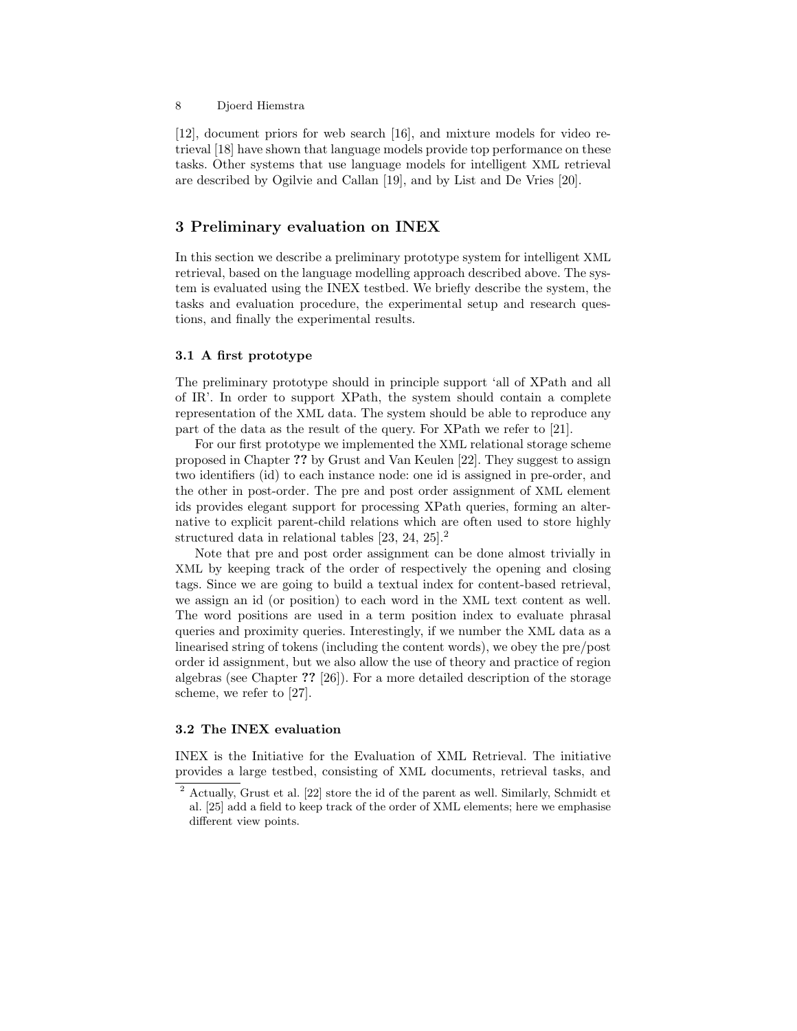[12], document priors for web search [16], and mixture models for video retrieval [18] have shown that language models provide top performance on these tasks. Other systems that use language models for intelligent XML retrieval are described by Ogilvie and Callan [19], and by List and De Vries [20].

## 3 Preliminary evaluation on INEX

In this section we describe a preliminary prototype system for intelligent XML retrieval, based on the language modelling approach described above. The system is evaluated using the INEX testbed. We briefly describe the system, the tasks and evaluation procedure, the experimental setup and research questions, and finally the experimental results.

### 3.1 A first prototype

The preliminary prototype should in principle support 'all of XPath and all of IR'. In order to support XPath, the system should contain a complete representation of the XML data. The system should be able to reproduce any part of the data as the result of the query. For XPath we refer to [21].

For our first prototype we implemented the XML relational storage scheme proposed in Chapter **??** by Grust and Van Keulen [22]. They suggest to assign two identifiers (id) to each instance node: one id is assigned in pre-order, and the other in post-order. The pre and post order assignment of XML element ids provides elegant support for processing XPath queries, forming an alternative to explicit parent-child relations which are often used to store highly structured data in relational tables [23, 24, 25].[2]

Note that pre and post order assignment can be done almost trivially in XML by keeping track of the order of respectively the opening and closing tags. Since we are going to build a textual index for content-based retrieval, we assign an id (or position) to each word in the XML text content as well. The word positions are used in a term position index to evaluate phrasal queries and proximity queries. Interestingly, if we number the XML data as a linearised string of tokens (including the content words), we obey the pre/post order id assignment, but we also allow the use of theory and practice of region algebras (see Chapter **??** [26]). For a more detailed description of the storage scheme, we refer to [27].

### 3.2 The INEX evaluation

INEX is the Initiative for the Evaluation of XML Retrieval. The initiative provides a large testbed, consisting of XML documents, retrieval tasks, and

[2] Actually, Grust et al. [22] store the id of the parent as well. Similarly, Schmidt et al. [25] add a field to keep track of the order of XML elements; here we emphasise different view points.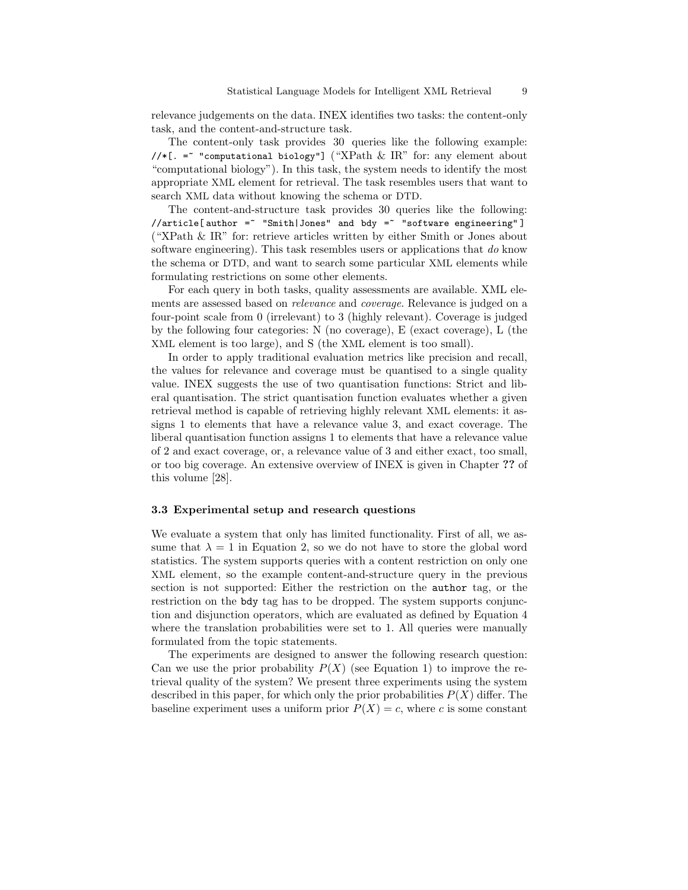relevance judgements on the data. INEX identifies two tasks: the content-only task, and the content-and-structure task.

The content-only task provides 30 queries like the following example: `//*[. =~ "computational biology"]` ("XPath & IR" for: any element about "computational biology"). In this task, the system needs to identify the most appropriate XML element for retrieval. The task resembles users that want to search XML data without knowing the schema or DTD.

The content-and-structure task provides 30 queries like the following: `//article[author =~ "Smith|Jones" and bdy =~ "software engineering"]` ("XPath & IR" for: retrieve articles written by either Smith or Jones about software engineering). This task resembles users or applications that *do* know the schema or DTD, and want to search some particular XML elements while formulating restrictions on some other elements.

For each query in both tasks, quality assessments are available. XML elements are assessed based on *relevance* and *coverage*. Relevance is judged on a four-point scale from 0 (irrelevant) to 3 (highly relevant). Coverage is judged by the following four categories: N (no coverage), E (exact coverage), L (the XML element is too large), and S (the XML element is too small).

In order to apply traditional evaluation metrics like precision and recall, the values for relevance and coverage must be quantised to a single quality value. INEX suggests the use of two quantisation functions: Strict and liberal quantisation. The strict quantisation function evaluates whether a given retrieval method is capable of retrieving highly relevant XML elements: it assigns 1 to elements that have a relevance value 3, and exact coverage. The liberal quantisation function assigns 1 to elements that have a relevance value of 2 and exact coverage, or, a relevance value of 3 and either exact, too small, or too big coverage. An extensive overview of INEX is given in Chapter **??** of this volume [28].

### 3.3 Experimental setup and research questions

We evaluate a system that only has limited functionality. First of all, we assume that $\lambda = 1$ in Equation 2, so we do not have to store the global word statistics. The system supports queries with a content restriction on only one XML element, so the example content-and-structure query in the previous section is not supported: Either the restriction on the `author` tag, or the restriction on the `bdy` tag has to be dropped. The system supports conjunction and disjunction operators, which are evaluated as defined by Equation 4 where the translation probabilities were set to 1. All queries were manually formulated from the topic statements.

The experiments are designed to answer the following research question: Can we use the prior probability $P(X)$ (see Equation 1) to improve the retrieval quality of the system? We present three experiments using the system described in this paper, for which only the prior probabilities $P(X)$ differ. The baseline experiment uses a uniform prior $P(X) = c$, where $c$ is some constant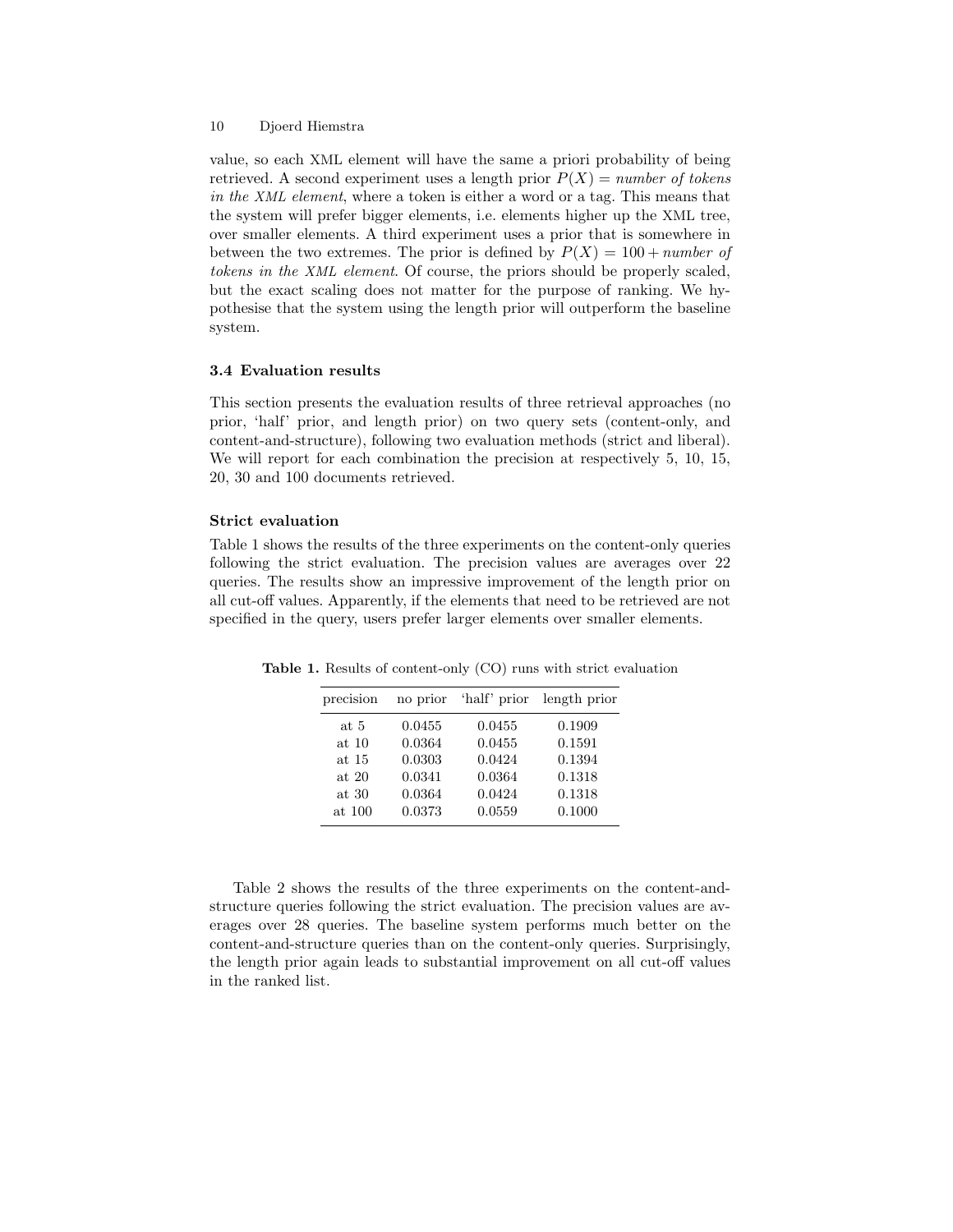value, so each XML element will have the same a priori probability of being retrieved. A second experiment uses a length prior $P(X) =$ *number of tokens in the XML element*, where a token is either a word or a tag. This means that the system will prefer bigger elements, i.e. elements higher up the XML tree, over smaller elements. A third experiment uses a prior that is somewhere in between the two extremes. The prior is defined by $P(X) = 100 +$ *number of tokens in the XML element*. Of course, the priors should be properly scaled, but the exact scaling does not matter for the purpose of ranking. We hypothesise that the system using the length prior will outperform the baseline system.

### 3.4 Evaluation results

This section presents the evaluation results of three retrieval approaches (no prior, 'half' prior, and length prior) on two query sets (content-only, and content-and-structure), following two evaluation methods (strict and liberal). We will report for each combination the precision at respectively 5, 10, 15, 20, 30 and 100 documents retrieved.

#### Strict evaluation

Table 1 shows the results of the three experiments on the content-only queries following the strict evaluation. The precision values are averages over 22 queries. The results show an impressive improvement of the length prior on all cut-off values. Apparently, if the elements that need to be retrieved are not specified in the query, users prefer larger elements over smaller elements.

**Table 1.** Results of content-only (CO) runs with strict evaluation

| precision | no prior | 'half' prior | length prior |
|---|---|---|---|
| at 5 | 0.0455 | 0.0455 | 0.1909 |
| at 10 | 0.0364 | 0.0455 | 0.1591 |
| at 15 | 0.0303 | 0.0424 | 0.1394 |
| at 20 | 0.0341 | 0.0364 | 0.1318 |
| at 30 | 0.0364 | 0.0424 | 0.1318 |
| at 100 | 0.0373 | 0.0559 | 0.1000 |

Table 2 shows the results of the three experiments on the content-and-structure queries following the strict evaluation. The precision values are averages over 28 queries. The baseline system performs much better on the content-and-structure queries than on the content-only queries. Surprisingly, the length prior again leads to substantial improvement on all cut-off values in the ranked list.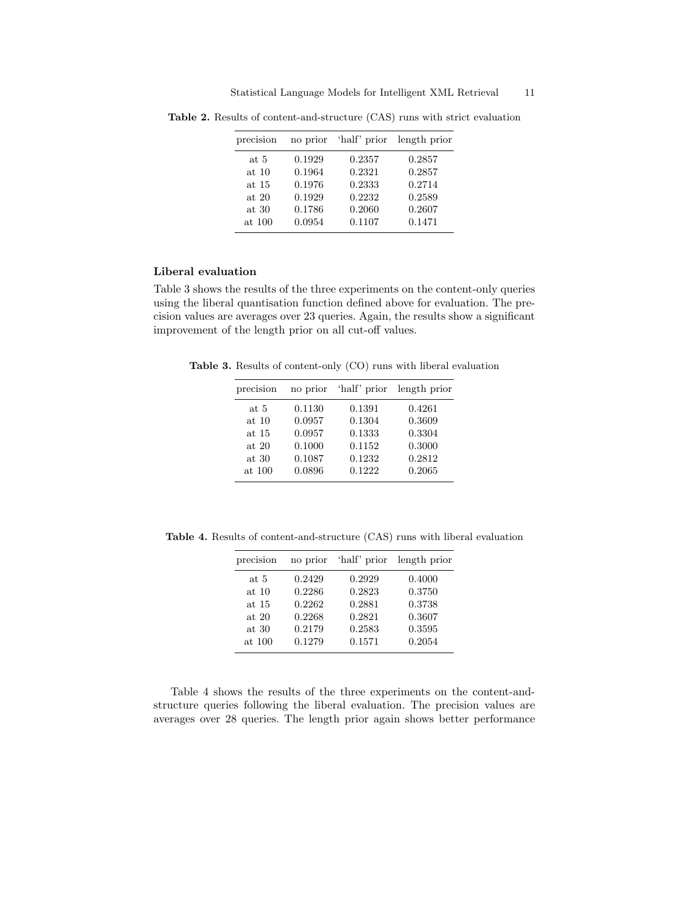**Table 2.** Results of content-and-structure (CAS) runs with strict evaluation

| precision | no prior | 'half' prior | length prior |
|---|---|---|---|
| at 5 | 0.1929 | 0.2357 | 0.2857 |
| at 10 | 0.1964 | 0.2321 | 0.2857 |
| at 15 | 0.1976 | 0.2333 | 0.2714 |
| at 20 | 0.1929 | 0.2232 | 0.2589 |
| at 30 | 0.1786 | 0.2060 | 0.2607 |
| at 100 | 0.0954 | 0.1107 | 0.1471 |

**Liberal evaluation**

Table 3 shows the results of the three experiments on the content-only queries using the liberal quantisation function defined above for evaluation. The precision values are averages over 23 queries. Again, the results show a significant improvement of the length prior on all cut-off values.

**Table 3.** Results of content-only (CO) runs with liberal evaluation

| precision | no prior | 'half' prior | length prior |
|---|---|---|---|
| at 5 | 0.1130 | 0.1391 | 0.4261 |
| at 10 | 0.0957 | 0.1304 | 0.3609 |
| at 15 | 0.0957 | 0.1333 | 0.3304 |
| at 20 | 0.1000 | 0.1152 | 0.3000 |
| at 30 | 0.1087 | 0.1232 | 0.2812 |
| at 100 | 0.0896 | 0.1222 | 0.2065 |

**Table 4.** Results of content-and-structure (CAS) runs with liberal evaluation

| precision | no prior | 'half' prior | length prior |
|---|---|---|---|
| at 5 | 0.2429 | 0.2929 | 0.4000 |
| at 10 | 0.2286 | 0.2823 | 0.3750 |
| at 15 | 0.2262 | 0.2881 | 0.3738 |
| at 20 | 0.2268 | 0.2821 | 0.3607 |
| at 30 | 0.2179 | 0.2583 | 0.3595 |
| at 100 | 0.1279 | 0.1571 | 0.2054 |

Table 4 shows the results of the three experiments on the content-and-structure queries following the liberal evaluation. The precision values are averages over 28 queries. The length prior again shows better performance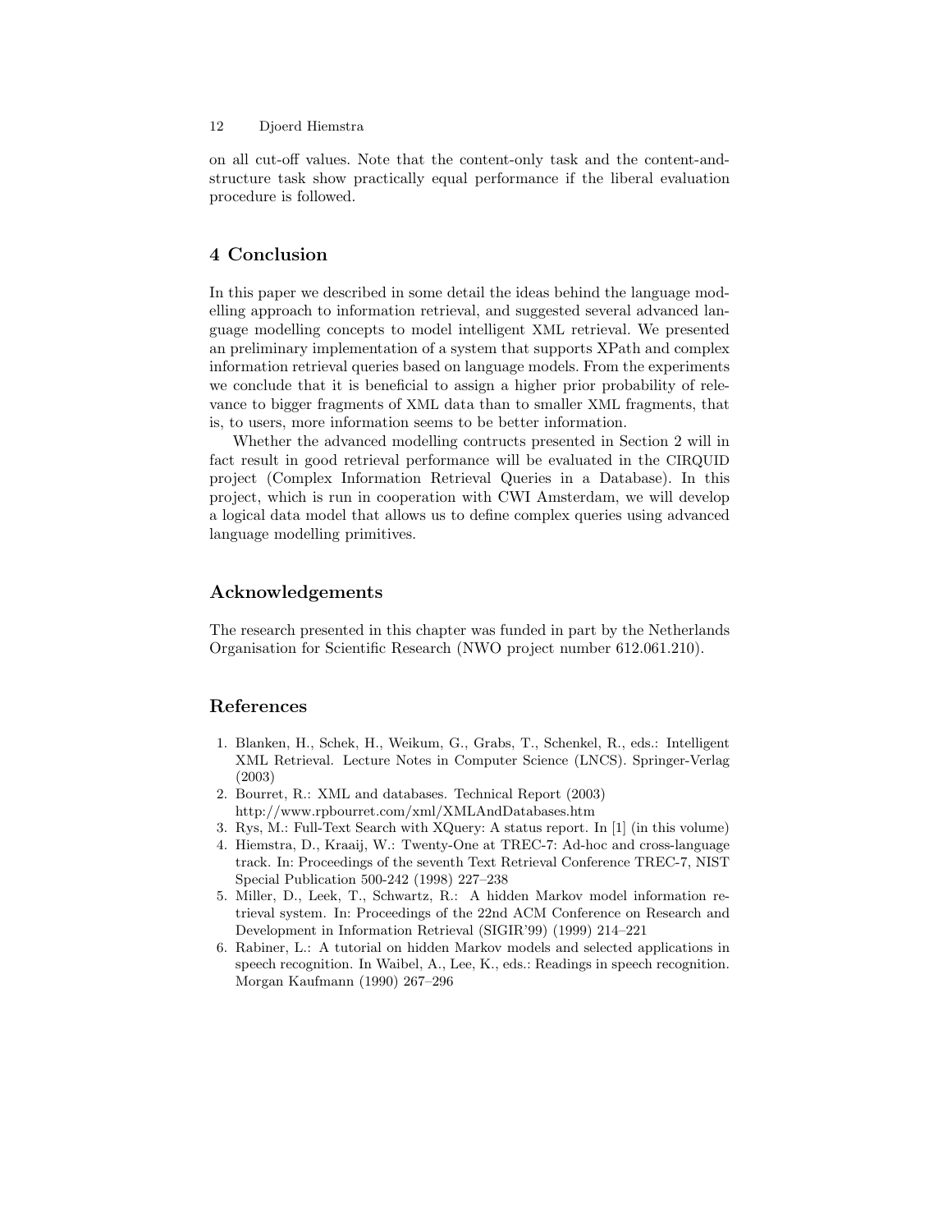on all cut-off values. Note that the content-only task and the content-and-structure task show practically equal performance if the liberal evaluation procedure is followed.

## 4 Conclusion

In this paper we described in some detail the ideas behind the language modelling approach to information retrieval, and suggested several advanced language modelling concepts to model intelligent XML retrieval. We presented an preliminary implementation of a system that supports XPath and complex information retrieval queries based on language models. From the experiments we conclude that it is beneficial to assign a higher prior probability of relevance to bigger fragments of XML data than to smaller XML fragments, that is, to users, more information seems to be better information.

Whether the advanced modelling contructs presented in Section 2 will in fact result in good retrieval performance will be evaluated in the CIRQUID project (Complex Information Retrieval Queries in a Database). In this project, which is run in cooperation with CWI Amsterdam, we will develop a logical data model that allows us to define complex queries using advanced language modelling primitives.

## Acknowledgements

The research presented in this chapter was funded in part by the Netherlands Organisation for Scientific Research (NWO project number 612.061.210).

## References

1. Blanken, H., Schek, H., Weikum, G., Grabs, T., Schenkel, R., eds.: Intelligent XML Retrieval. Lecture Notes in Computer Science (LNCS). Springer-Verlag (2003)
2. Bourret, R.: XML and databases. Technical Report (2003) http://www.rpbourret.com/xml/XMLAndDatabases.htm
3. Rys, M.: Full-Text Search with XQuery: A status report. In [1] (in this volume)
4. Hiemstra, D., Kraaij, W.: Twenty-One at TREC-7: Ad-hoc and cross-language track. In: Proceedings of the seventh Text Retrieval Conference TREC-7, NIST Special Publication 500-242 (1998) 227–238
5. Miller, D., Leek, T., Schwartz, R.: A hidden Markov model information retrieval system. In: Proceedings of the 22nd ACM Conference on Research and Development in Information Retrieval (SIGIR'99) (1999) 214–221
6. Rabiner, L.: A tutorial on hidden Markov models and selected applications in speech recognition. In Waibel, A., Lee, K., eds.: Readings in speech recognition. Morgan Kaufmann (1990) 267–296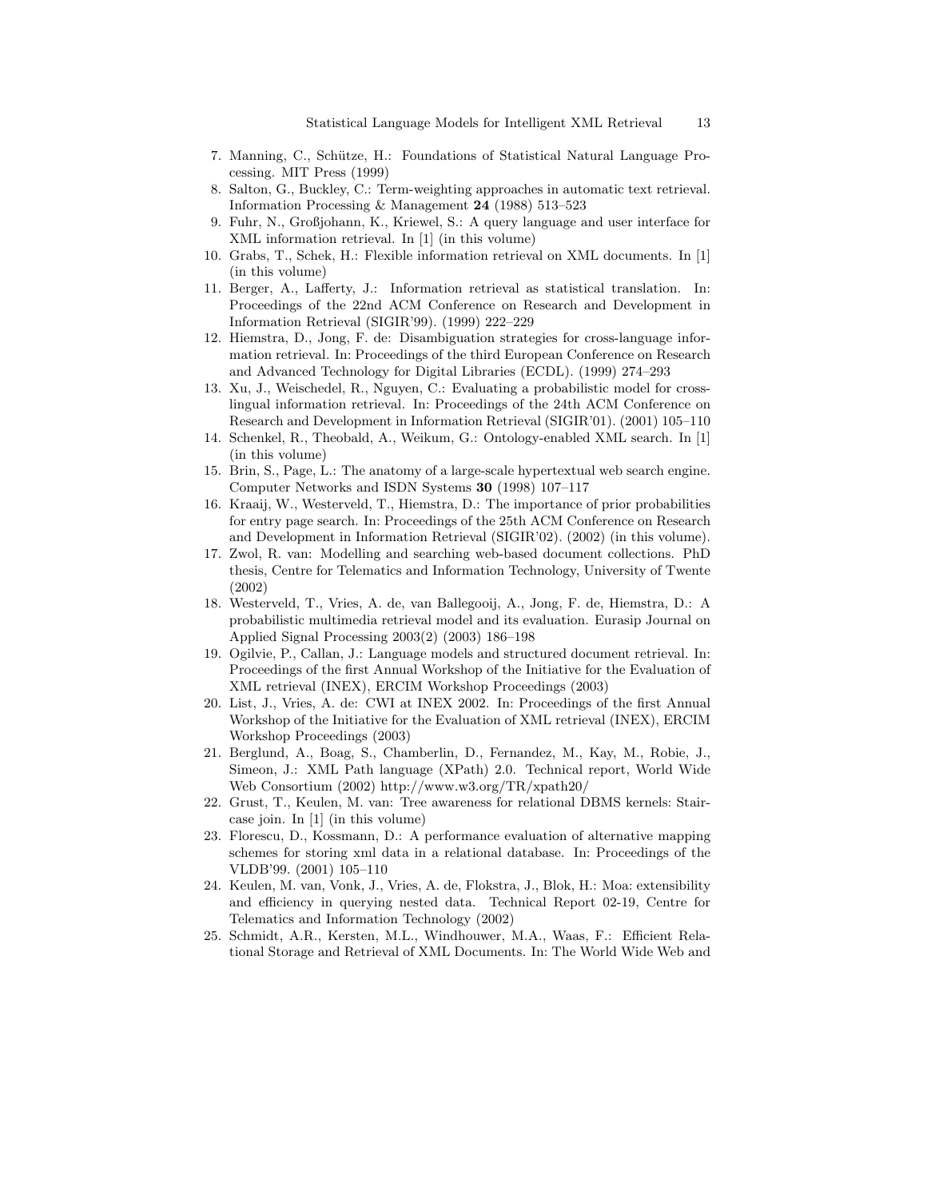7. Manning, C., Schütze, H.: Foundations of Statistical Natural Language Processing. MIT Press (1999)
8. Salton, G., Buckley, C.: Term-weighting approaches in automatic text retrieval. Information Processing & Management **24** (1988) 513–523
9. Fuhr, N., Großjohann, K., Kriewel, S.: A query language and user interface for XML information retrieval. In [1] (in this volume)
10. Grabs, T., Schek, H.: Flexible information retrieval on XML documents. In [1] (in this volume)
11. Berger, A., Lafferty, J.: Information retrieval as statistical translation. In: Proceedings of the 22nd ACM Conference on Research and Development in Information Retrieval (SIGIR'99). (1999) 222–229
12. Hiemstra, D., Jong, F. de: Disambiguation strategies for cross-language information retrieval. In: Proceedings of the third European Conference on Research and Advanced Technology for Digital Libraries (ECDL). (1999) 274–293
13. Xu, J., Weischedel, R., Nguyen, C.: Evaluating a probabilistic model for cross-lingual information retrieval. In: Proceedings of the 24th ACM Conference on Research and Development in Information Retrieval (SIGIR'01). (2001) 105–110
14. Schenkel, R., Theobald, A., Weikum, G.: Ontology-enabled XML search. In [1] (in this volume)
15. Brin, S., Page, L.: The anatomy of a large-scale hypertextual web search engine. Computer Networks and ISDN Systems **30** (1998) 107–117
16. Kraaij, W., Westerveld, T., Hiemstra, D.: The importance of prior probabilities for entry page search. In: Proceedings of the 25th ACM Conference on Research and Development in Information Retrieval (SIGIR'02). (2002) (in this volume).
17. Zwol, R. van: Modelling and searching web-based document collections. PhD thesis, Centre for Telematics and Information Technology, University of Twente (2002)
18. Westerveld, T., Vries, A. de, van Ballegooij, A., Jong, F. de, Hiemstra, D.: A probabilistic multimedia retrieval model and its evaluation. Eurasip Journal on Applied Signal Processing 2003(2) (2003) 186–198
19. Ogilvie, P., Callan, J.: Language models and structured document retrieval. In: Proceedings of the first Annual Workshop of the Initiative for the Evaluation of XML retrieval (INEX), ERCIM Workshop Proceedings (2003)
20. List, J., Vries, A. de: CWI at INEX 2002. In: Proceedings of the first Annual Workshop of the Initiative for the Evaluation of XML retrieval (INEX), ERCIM Workshop Proceedings (2003)
21. Berglund, A., Boag, S., Chamberlin, D., Fernandez, M., Kay, M., Robie, J., Simeon, J.: XML Path language (XPath) 2.0. Technical report, World Wide Web Consortium (2002) http://www.w3.org/TR/xpath20/
22. Grust, T., Keulen, M. van: Tree awareness for relational DBMS kernels: Staircase join. In [1] (in this volume)
23. Florescu, D., Kossmann, D.: A performance evaluation of alternative mapping schemes for storing xml data in a relational database. In: Proceedings of the VLDB'99. (2001) 105–110
24. Keulen, M. van, Vonk, J., Vries, A. de, Flokstra, J., Blok, H.: Moa: extensibility and efficiency in querying nested data. Technical Report 02-19, Centre for Telematics and Information Technology (2002)
25. Schmidt, A.R., Kersten, M.L., Windhouwer, M.A., Waas, F.: Efficient Relational Storage and Retrieval of XML Documents. In: The World Wide Web and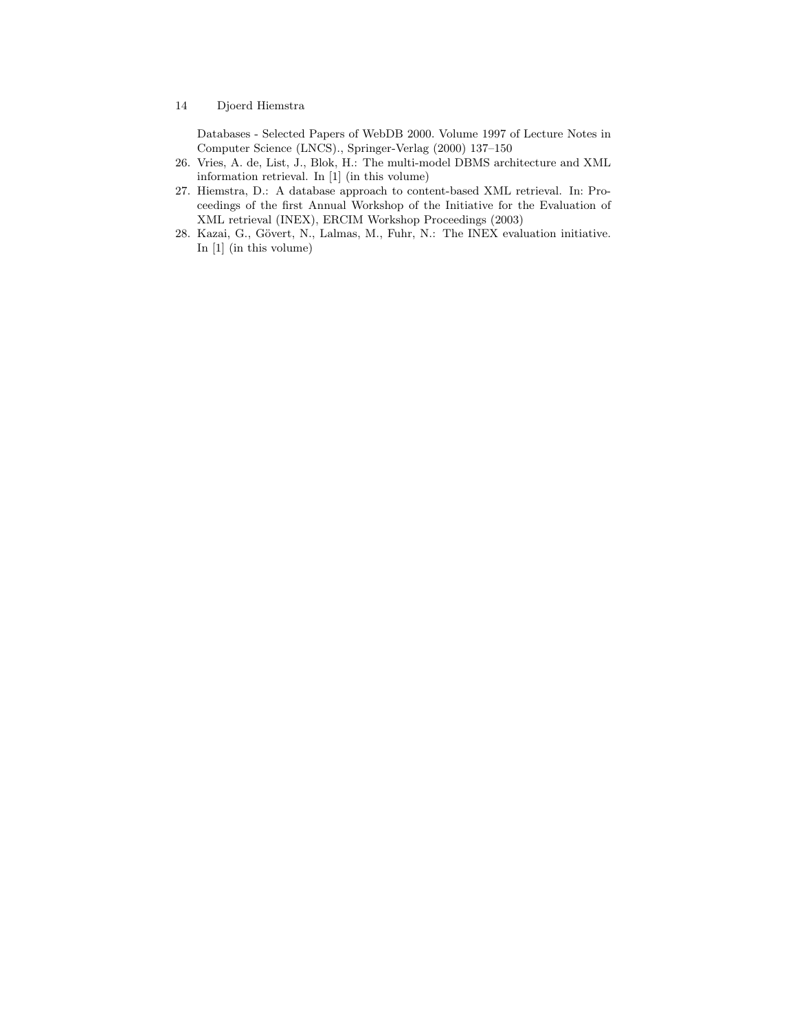Databases - Selected Papers of WebDB 2000. Volume 1997 of Lecture Notes in Computer Science (LNCS)., Springer-Verlag (2000) 137–150

26. Vries, A. de, List, J., Blok, H.: The multi-model DBMS architecture and XML information retrieval. In [1] (in this volume)
27. Hiemstra, D.: A database approach to content-based XML retrieval. In: Proceedings of the first Annual Workshop of the Initiative for the Evaluation of XML retrieval (INEX), ERCIM Workshop Proceedings (2003)
28. Kazai, G., Gövert, N., Lalmas, M., Fuhr, N.: The INEX evaluation initiative. In [1] (in this volume)